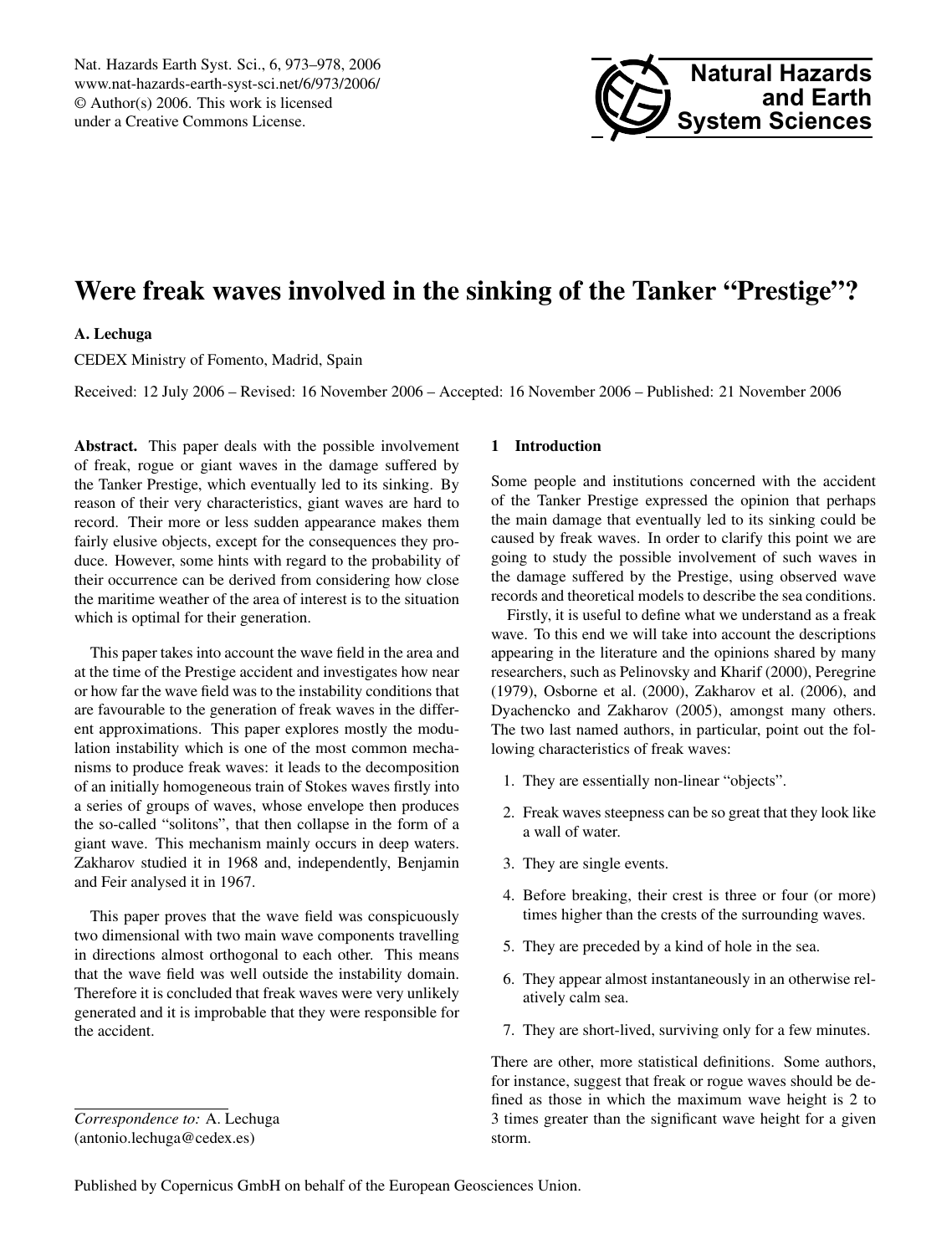# Were freak waves involved in the sinking of the Tanker "Prestige"?

**A. Lechuga**

CEDEX Ministry of Fomento, Madrid, Spain

Received: 12 July 2006 – Revised: 16 November 2006 – Accepted: 16 November 2006 – Published: 21 November 2006

**Abstract.** This paper deals with the possible involvement of freak, rogue or giant waves in the damage suffered by the Tanker Prestige, which eventually led to its sinking. By reason of their very characteristics, giant waves are hard to record. Their more or less sudden appearance makes them fairly elusive objects, except for the consequences they produce. However, some hints with regard to the probability of their occurrence can be derived from considering how close the maritime weather of the area of interest is to the situation which is optimal for their generation.

This paper takes into account the wave field in the area and at the time of the Prestige accident and investigates how near or how far the wave field was to the instability conditions that are favourable to the generation of freak waves in the different approximations. This paper explores mostly the modulation instability which is one of the most common mechanisms to produce freak waves: it leads to the decomposition of an initially homogeneous train of Stokes waves firstly into a series of groups of waves, whose envelope then produces the so-called "solitons", that then collapse in the form of a giant wave. This mechanism mainly occurs in deep waters. Zakharov studied it in 1968 and, independently, Benjamin and Feir analysed it in 1967.

This paper proves that the wave field was conspicuously two dimensional with two main wave components travelling in directions almost orthogonal to each other. This means that the wave field was well outside the instability domain. Therefore it is concluded that freak waves were very unlikely generated and it is improbable that they were responsible for the accident.

## 1 Introduction

Some people and institutions concerned with the accident of the Tanker Prestige expressed the opinion that perhaps the main damage that eventually led to its sinking could be caused by freak waves. In order to clarify this point we are going to study the possible involvement of such waves in the damage suffered by the Prestige, using observed wave records and theoretical models to describe the sea conditions.

Firstly, it is useful to define what we understand as a freak wave. To this end we will take into account the descriptions appearing in the literature and the opinions shared by many researchers, such as Pelinovsky and Kharif (2000), Peregrine (1979), Osborne et al. (2000), Zakharov et al. (2006), and Dyachencko and Zakharov (2005), amongst many others. The two last named authors, in particular, point out the following characteristics of freak waves:

1. They are essentially non-linear "objects".
2. Freak waves steepness can be so great that they look like a wall of water.
3. They are single events.
4. Before breaking, their crest is three or four (or more) times higher than the crests of the surrounding waves.
5. They are preceded by a kind of hole in the sea.
6. They appear almost instantaneously in an otherwise relatively calm sea.
7. They are short-lived, surviving only for a few minutes.

There are other, more statistical definitions. Some authors, for instance, suggest that freak or rogue waves should be defined as those in which the maximum wave height is 2 to 3 times greater than the significant wave height for a given storm.

*Correspondence to:* A. Lechuga
(antonio.lechuga@cedex.es)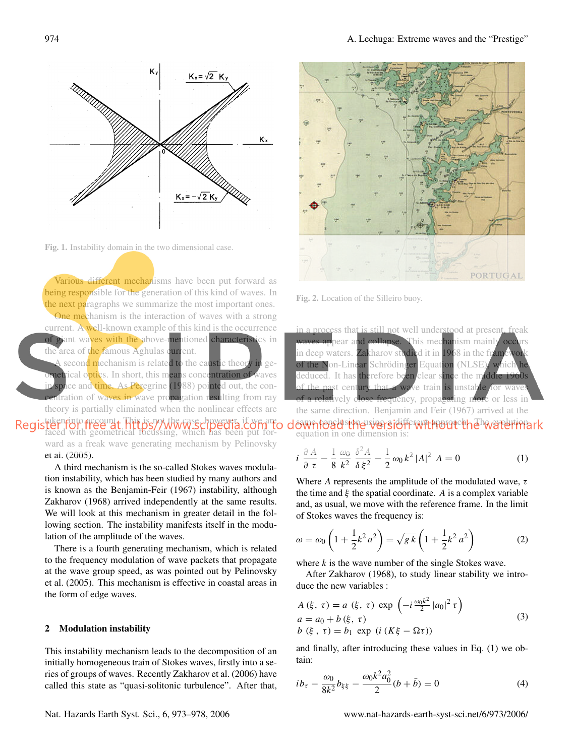Fig. 1. Instability domain in the two dimensional case.

Various different mechanisms have been put forward as being responsible for the generation of this kind of waves. In the next paragraphs we summarize the most important ones.

One mechanism is the interaction of waves with a strong current. A well-known example of this kind is the occurrence of giant waves with the above-mentioned characteristics in the area of the famous Aghulas current.

A second mechanism is related to the caustic theory in geometrical optics. In short, this means concentration of waves in space and time. As Peregrine (1988) pointed out, the concentration of waves in wave propagation resulting from ray theory is partially eliminated when the nonlinear effects are taken into account. This is not the case, however, if we are faced with geometrical focussing, which has been put forward as a freak wave generating mechanism by Pelinovsky et al. (2005).

A third mechanism is the so-called Stokes waves modulation instability, which has been studied by many authors and is known as the Benjamin-Feir (1967) instability, although Zakharov (1968) arrived independently at the same results. We will look at this mechanism in greater detail in the following section. The instability manifests itself in the modulation of the amplitude of the waves.

There is a fourth generating mechanism, which is related to the frequency modulation of wave packets that propagate at the wave group speed, as was pointed out by Pelinovsky et al. (2005). This mechanism is effective in coastal areas in the form of edge waves.

## 2 Modulation instability

This instability mechanism leads to the decomposition of an initially homogeneous train of Stokes waves, firstly into a series of groups of waves. Recently Zakharov et al. (2006) have called this state as "quasi-solitonic turbulence". After that, in a process that is still not well understood at present, freak waves appear and collapse. This mechanism mainly occurs in deep waters. Zakharov studied it in 1968 in the framework of the Non-Linear Schrödinger Equation (NLSE), which he deduced. It has therefore been clear since the middle 1960s of the past century that a wave train is unstable for waves of a relatively close frequency, propagating more or less in the same direction. Benjamin and Feir (1967) arrived at the same conclusion using a different approach. The evolution equation in one dimension is:

Fig. 2. Location of the Silleiro buoy.

$$i\,\frac{\partial A}{\partial \tau}-\frac{1}{8}\,\frac{\omega_0}{k^2}\,\frac{\delta^2 A}{\delta\,\xi^2}-\frac{1}{2}\,\omega_0\,k^2\,|A|^2\;A=0 \tag{1}$$

Where $A$ represents the amplitude of the modulated wave, $\tau$ the time and $\xi$ the spatial coordinate. $A$ is a complex variable and, as usual, we move with the reference frame. In the limit of Stokes waves the frequency is:

$$\omega=\omega_0\left(1+\frac{1}{2}k^2\,a^2\right)=\sqrt{g\,k}\left(1+\frac{1}{2}k^2\,a^2\right) \tag{2}$$

where $k$ is the wave number of the single Stokes wave.

After Zakharov (1968), to study linear stability we introduce the new variables :

$$\begin{aligned}
&A\,(\xi,\,\tau)=a\,(\xi,\,\tau)\;\exp\;\left(-i\,\tfrac{\omega_0 k^2}{2}\,|a_0|^2\,\tau\right)\\
&a=a_0+b\,(\xi,\,\tau)\\
&b\,(\xi\,,\,\tau)=b_1\;\exp\;\left(i\,(K\xi-\Omega\tau)\right)
\end{aligned} \tag{3}$$

and finally, after introducing these values in Eq. (1) we obtain:

$$i b_\tau-\frac{\omega_0}{8k^2}b_{\xi\xi}-\frac{\omega_0 k^2 a_0^2}{2}(b+\bar{b})=0 \tag{4}$$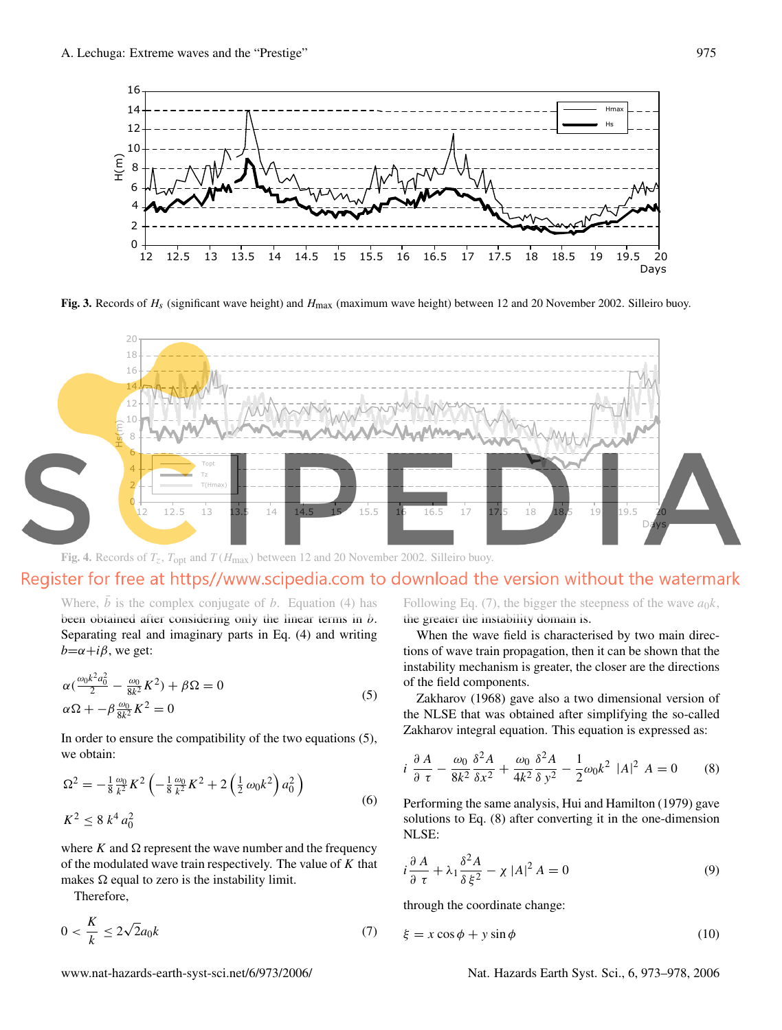**Fig. 3.** Records of $H_s$ (significant wave height) and $H_{max}$ (maximum wave height) between 12 and 20 November 2002. Silleiro buoy.

**Fig. 4.** Records of $T_z$, $T_{opt}$ and $T(H_{max})$ between 12 and 20 November 2002. Silleiro buoy.

Where, $\bar{b}$ is the complex conjugate of $b$. Equation (4) has been obtained after considering only the linear terms in $b$. Separating real and imaginary parts in Eq. (4) and writing $b=\alpha+i\beta$, we get:

$$\begin{aligned} &\alpha\left(\frac{\omega_0 k^2 a_0^2}{2} - \frac{\omega_0}{8k^2}K^2\right) + \beta\Omega = 0 \\ &\alpha\Omega + -\beta\frac{\omega_0}{8k^2}K^2 = 0 \end{aligned} \tag{5}$$

In order to ensure the compatibility of the two equations (5), we obtain:

$$\begin{aligned} &\Omega^2 = -\frac{1}{8}\frac{\omega_0}{k^2}K^2\left(-\frac{1}{8}\frac{\omega_0}{k^2}K^2 + 2\left(\frac{1}{2}\omega_0 k^2\right)a_0^2\right) \\ &K^2 \leq 8\,k^4\,a_0^2 \end{aligned} \tag{6}$$

where $K$ and $\Omega$ represent the wave number and the frequency of the modulated wave train respectively. The value of $K$ that makes $\Omega$ equal to zero is the instability limit.

Therefore,

$$0 < \frac{K}{k} \leq 2\sqrt{2}a_0 k \tag{7}$$

Following Eq. (7), the bigger the steepness of the wave $a_0 k$, the greater the instability domain is.

When the wave field is characterised by two main directions of wave train propagation, then it can be shown that the instability mechanism is greater, the closer are the directions of the field components.

Zakharov (1968) gave also a two dimensional version of the NLSE that was obtained after simplifying the so-called Zakharov integral equation. This equation is expressed as:

$$i\,\frac{\partial A}{\partial \tau} - \frac{\omega_0}{8k^2}\frac{\delta^2 A}{\delta x^2} + \frac{\omega_0}{4k^2}\frac{\delta^2 A}{\delta y^2} - \frac{1}{2}\omega_0 k^2\,|A|^2\,A = 0 \tag{8}$$

Performing the same analysis, Hui and Hamilton (1979) gave solutions to Eq. (8) after converting it in the one-dimension NLSE:

$$i\,\frac{\partial A}{\partial \tau} + \lambda_1\frac{\delta^2 A}{\delta \xi^2} - \chi\,|A|^2\,A = 0 \tag{9}$$

through the coordinate change:

$$\xi = x\cos\phi + y\sin\phi \tag{10}$$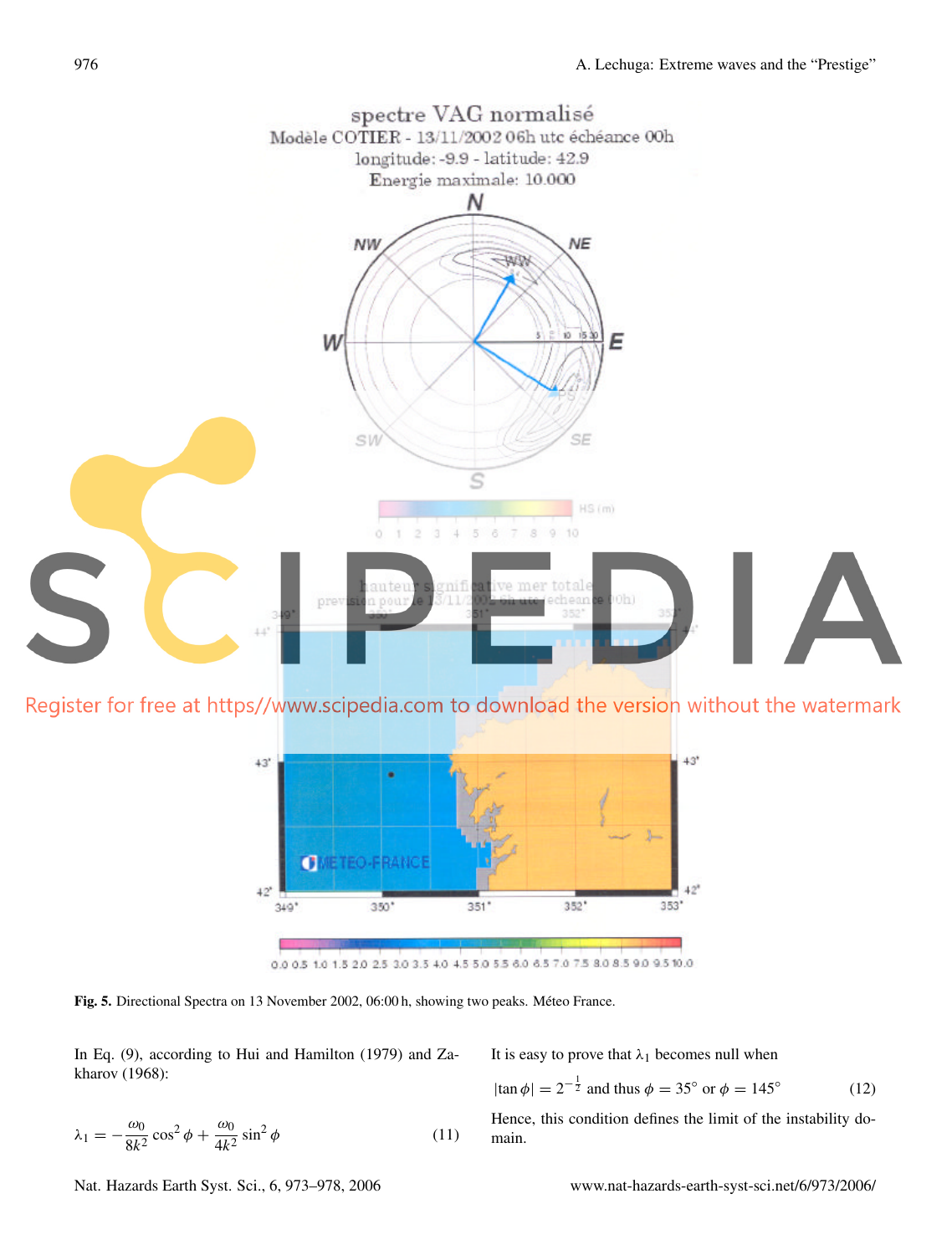Fig. 5. Directional Spectra on 13 November 2002, 06:00 h, showing two peaks. Méteo France.

In Eq. (9), according to Hui and Hamilton (1979) and Zakharov (1968):

$$\lambda_1 = -\frac{\omega_0}{8k^2}\cos^2\phi + \frac{\omega_0}{4k^2}\sin^2\phi \tag{11}$$

It is easy to prove that $\lambda_1$ becomes null when

$$|\tan\phi| = 2^{-\frac{1}{2}} \text{ and thus } \phi = 35^\circ \text{ or } \phi = 145^\circ \tag{12}$$

Hence, this condition defines the limit of the instability domain.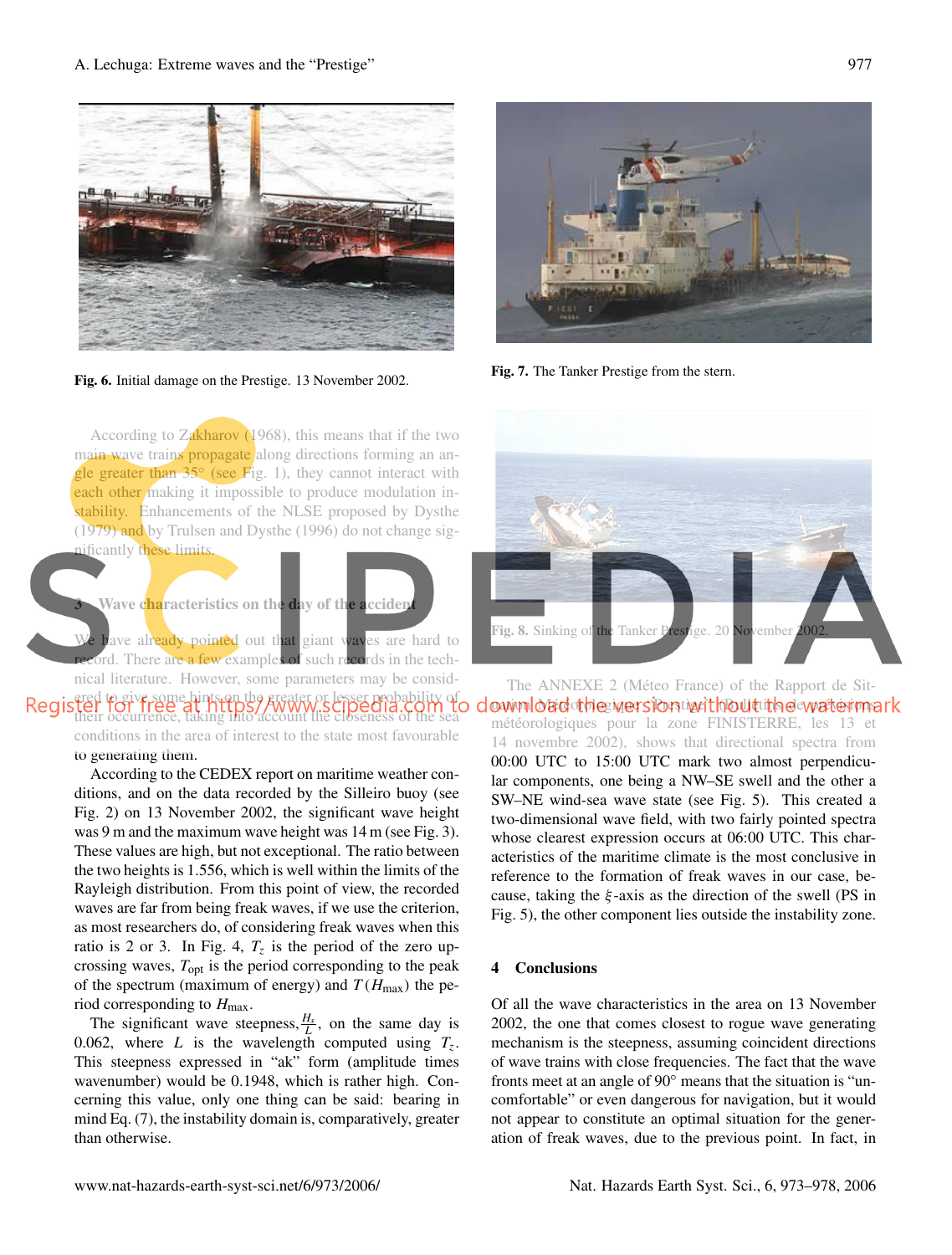Fig. 6. Initial damage on the Prestige. 13 November 2002.

Fig. 7. The Tanker Prestige from the stern.

According to Zakharov (1968), this means that if the two main wave trains propagate along directions forming an angle greater than 35° (see Fig. 1), they cannot interact with each other making it impossible to produce modulation instability. Enhancements of the NLSE proposed by Dysthe (1979) and by Trulsen and Dysthe (1996) do not change significantly these limits.

## 3 Wave characteristics on the day of the accident

We have already pointed out that giant waves are hard to record. There are a few examples of such records in the technical literature. However, some parameters may be considered to give some hints on the greater or lesser probability of their occurrence, taking into account the closeness of the sea conditions in the area of interest to the state most favourable to generating them.

According to the CEDEX report on maritime weather conditions, and on the data recorded by the Silleiro buoy (see Fig. 2) on 13 November 2002, the significant wave height was 9 m and the maximum wave height was 14 m (see Fig. 3). These values are high, but not exceptional. The ratio between the two heights is 1.556, which is well within the limits of the Rayleigh distribution. From this point of view, the recorded waves are far from being freak waves, if we use the criterion, as most researchers do, of considering freak waves when this ratio is 2 or 3. In Fig. 4, $T_z$ is the period of the zero upcrossing waves, $T_{\mathrm{opt}}$ is the period corresponding to the peak of the spectrum (maximum of energy) and $T(H_{\max})$ the period corresponding to $H_{\max}$.

The significant wave steepness, $\frac{H_s}{L}$, on the same day is 0.062, where $L$ is the wavelength computed using $T_z$. This steepness expressed in "ak" form (amplitude times wavenumber) would be 0.1948, which is rather high. Concerning this value, only one thing can be said: bearing in mind Eq. (7), the instability domain is, comparatively, greater than otherwise.

Fig. 8. Sinking of the Tanker Prestige. 20 November 2002.

The ANNEXE 2 (Méteo France) of the Rapport de Situation. Marée Noire "Prestige" (Bulletins de prévisions météorologiques pour la zone FINISTERRE, les 13 et 14 novembre 2002), shows that directional spectra from 00:00 UTC to 15:00 UTC mark two almost perpendicular components, one being a NW–SE swell and the other a SW–NE wind-sea wave state (see Fig. 5). This created a two-dimensional wave field, with two fairly pointed spectra whose clearest expression occurs at 06:00 UTC. This characteristics of the maritime climate is the most conclusive in reference to the formation of freak waves in our case, because, taking the $\xi$-axis as the direction of the swell (PS in Fig. 5), the other component lies outside the instability zone.

## 4 Conclusions

Of all the wave characteristics in the area on 13 November 2002, the one that comes closest to rogue wave generating mechanism is the steepness, assuming coincident directions of wave trains with close frequencies. The fact that the wave fronts meet at an angle of 90° means that the situation is "uncomfortable" or even dangerous for navigation, but it would not appear to constitute an optimal situation for the generation of freak waves, due to the previous point. In fact, in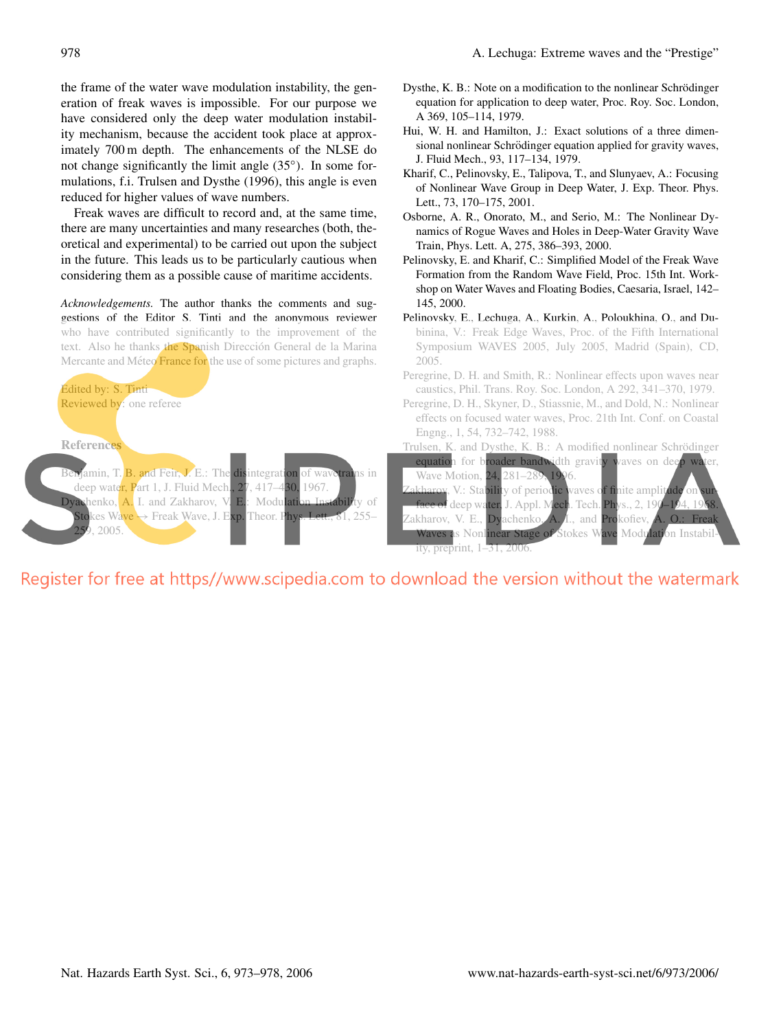the frame of the water wave modulation instability, the generation of freak waves is impossible. For our purpose we have considered only the deep water modulation instability mechanism, because the accident took place at approximately 700 m depth. The enhancements of the NLSE do not change significantly the limit angle (35°). In some formulations, f.i. Trulsen and Dysthe (1996), this angle is even reduced for higher values of wave numbers.

Freak waves are difficult to record and, at the same time, there are many uncertainties and many researches (both, theoretical and experimental) to be carried out upon the subject in the future. This leads us to be particularly cautious when considering them as a possible cause of maritime accidents.

*Acknowledgements.* The author thanks the comments and suggestions of the Editor S. Tinti and the anonymous reviewer who have contributed significantly to the improvement of the text. Also he thanks the Spanish Dirección General de la Marina Mercante and Méteo France for the use of some pictures and graphs.

Edited by: S. Tinti
Reviewed by: one referee

## References

Benjamin, T. B. and Feir, J. E.: The disintegration of wavetrains in deep water, Part 1, J. Fluid Mech., 27, 417–430, 1967.

Dyachenko, A. I. and Zakharov, V. E.: Modulation Instability of Stokes Wave → Freak Wave, J. Exp. Theor. Phys. Lett., 81, 255–259, 2005.

Dysthe, K. B.: Note on a modification to the nonlinear Schrödinger equation for application to deep water, Proc. Roy. Soc. London, A 369, 105–114, 1979.

Hui, W. H. and Hamilton, J.: Exact solutions of a three dimensional nonlinear Schrödinger equation applied for gravity waves, J. Fluid Mech., 93, 117–134, 1979.

Kharif, C., Pelinovsky, E., Talipova, T., and Slunyaev, A.: Focusing of Nonlinear Wave Group in Deep Water, J. Exp. Theor. Phys. Lett., 73, 170–175, 2001.

Osborne, A. R., Onorato, M., and Serio, M.: The Nonlinear Dynamics of Rogue Waves and Holes in Deep-Water Gravity Wave Train, Phys. Lett. A, 275, 386–393, 2000.

Pelinovsky, E. and Kharif, C.: Simplified Model of the Freak Wave Formation from the Random Wave Field, Proc. 15th Int. Workshop on Water Waves and Floating Bodies, Caesaria, Israel, 142–145, 2000.

Pelinovsky, E., Lechuga, A., Kurkin, A., Poloukhina, O., and Dubinina, V.: Freak Edge Waves, Proc. of the Fifth International Symposium WAVES 2005, July 2005, Madrid (Spain), CD, 2005.

Peregrine, D. H. and Smith, R.: Nonlinear effects upon waves near caustics, Phil. Trans. Roy. Soc. London, A 292, 341–370, 1979.

Peregrine, D. H., Skyner, D., Stiassnie, M., and Dold, N.: Nonlinear effects on focused water waves, Proc. 21th Int. Conf. on Coastal Engng., 1, 54, 732–742, 1988.

Trulsen, K. and Dysthe, K. B.: A modified nonlinear Schrödinger equation for broader bandwidth gravity waves on deep water, Wave Motion, 24, 281–289, 1996.

Zakharov, V.: Stability of periodic waves of finite amplitude on surface of deep water, J. Appl. Mech. Tech. Phys., 2, 190–194, 1968.

Zakharov, V. E., Dyachenko, A. I., and Prokofiev, A. O.: Freak Waves as Nonlinear Stage of Stokes Wave Modulation Instability, preprint, 1–31, 2006.